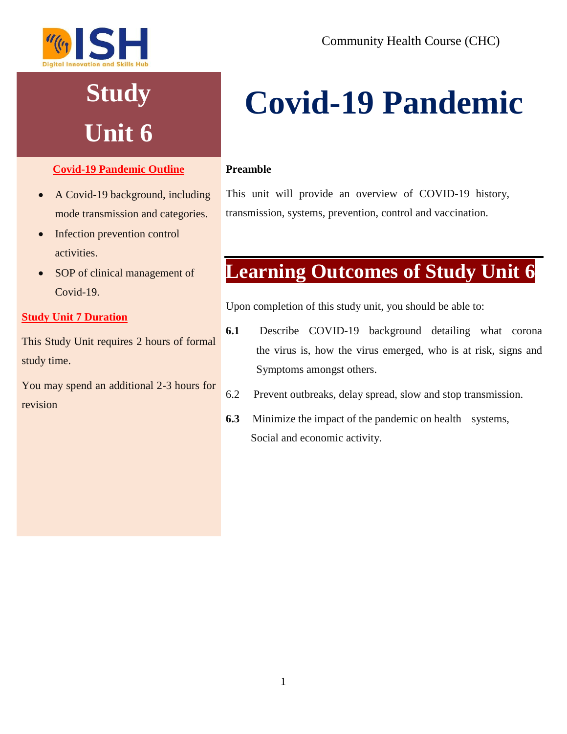# Study Unit 6

# Covid-19 Pandemic

**Covid-19 Pandemic Outline**

- A Covid-19 background, including mode transmission and categories.
- Infection prevention control activities.
- SOP of clinical management of Covid-19.

**Study Unit 7 Duration**

This Study Unit requires 2 hours of formal study time.

You may spend an additional 2-3 hours for revision

**Preamble**

This unit will provide an overview of COVID-19 history, transmission, systems, prevention, control and vaccination.

## Learning Outcomes of Study Unit 6

Upon completion of this study unit, you should be able to:

**6.1** Describe COVID-19 background detailing what corona the virus is, how the virus emerged, who is at risk, signs and Symptoms amongst others.

6.2 Prevent outbreaks, delay spread, slow and stop transmission.

**6.3** Minimize the impact of the pandemic on health systems, Social and economic activity.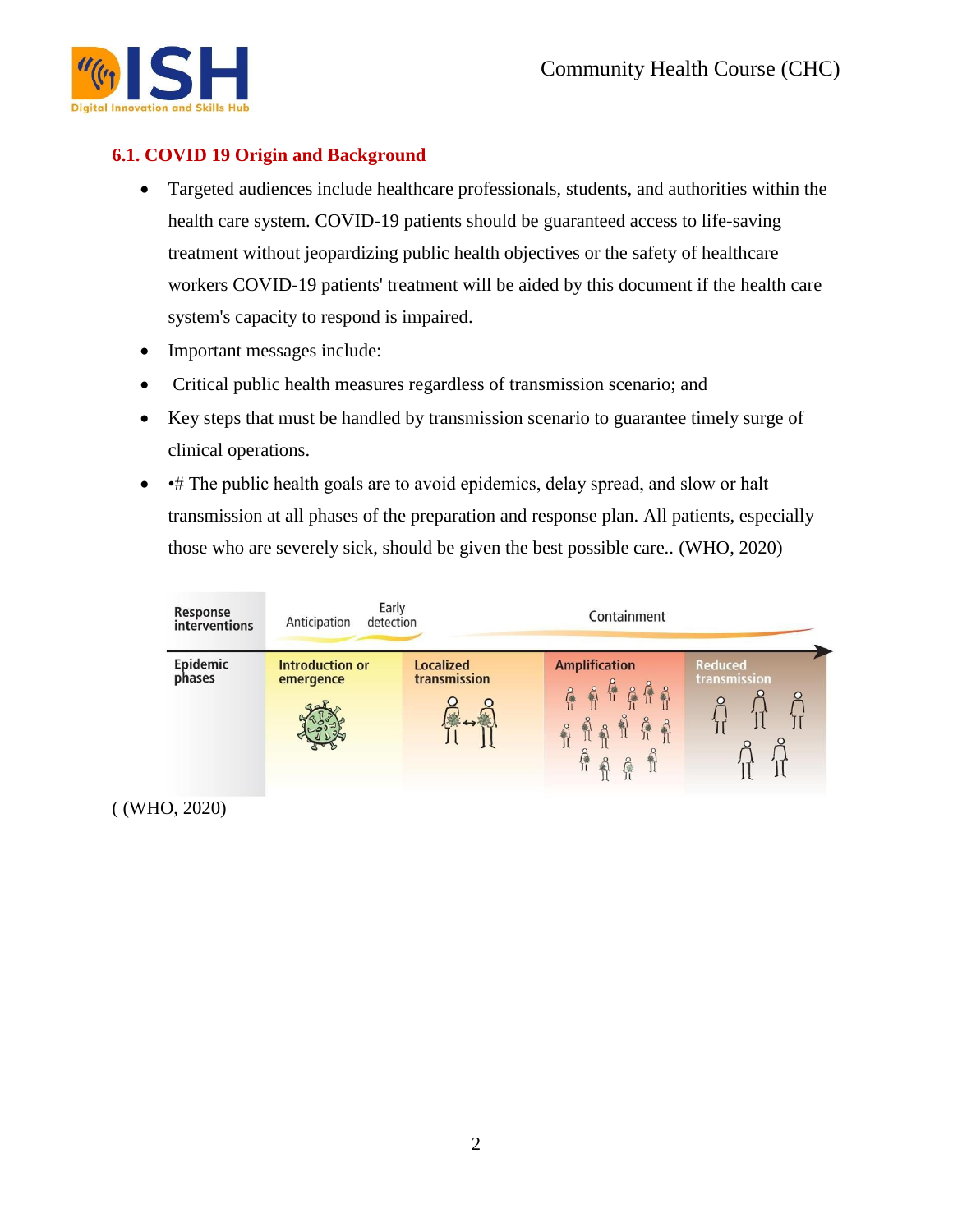## 6.1. COVID 19 Origin and Background

- Targeted audiences include healthcare professionals, students, and authorities within the health care system. COVID-19 patients should be guaranteed access to life-saving treatment without jeopardizing public health objectives or the safety of healthcare workers COVID-19 patients' treatment will be aided by this document if the health care system's capacity to respond is impaired.
- Important messages include:
- Critical public health measures regardless of transmission scenario; and
- Key steps that must be handled by transmission scenario to guarantee timely surge of clinical operations.
- •# The public health goals are to avoid epidemics, delay spread, and slow or halt transmission at all phases of the preparation and response plan. All patients, especially those who are severely sick, should be given the best possible care.. (WHO, 2020)

| Response interventions | Anticipation | Early detection | Containment | |
|---|---|---|---|---|
| Epidemic phases | Introduction or emergence | Localized transmission | Amplification | Reduced transmission |

( (WHO, 2020)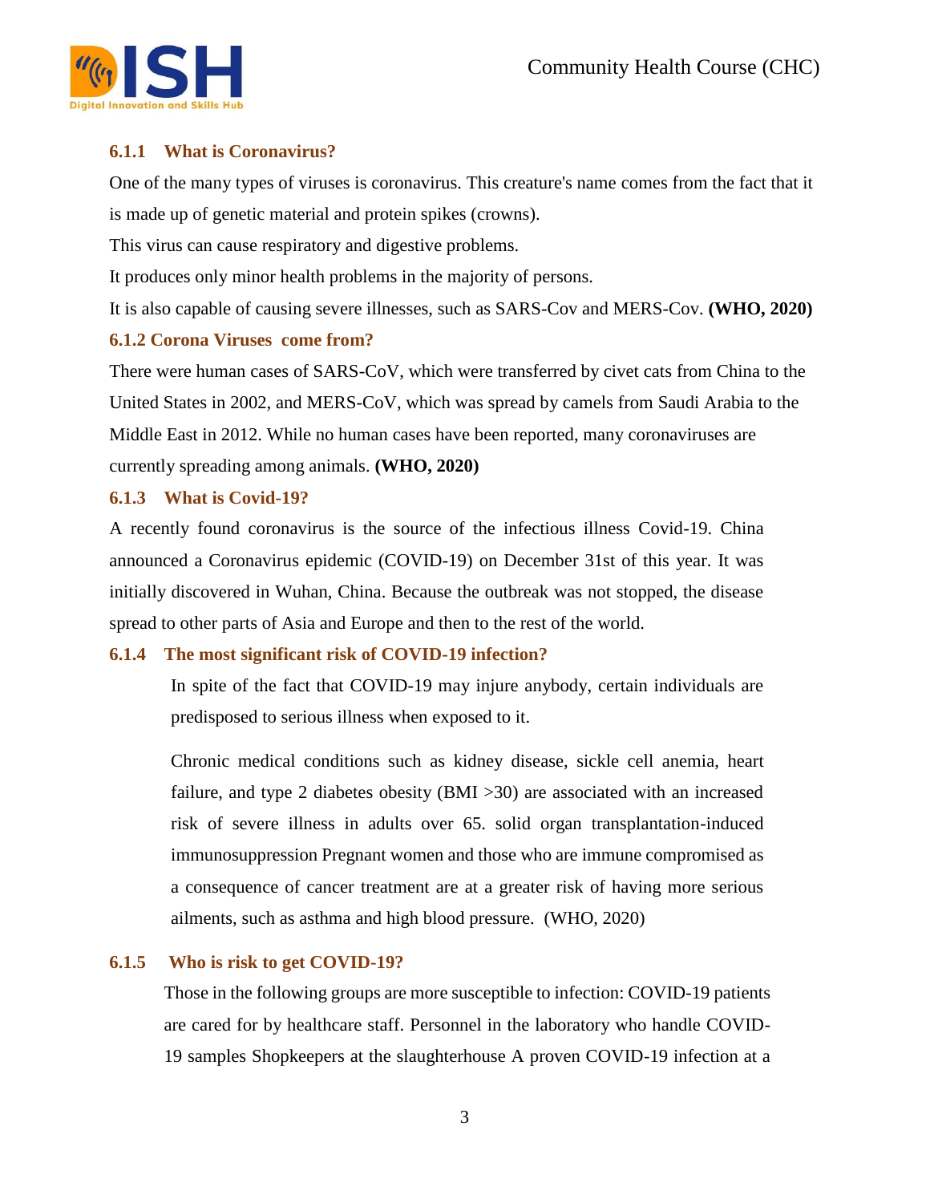### 6.1.1 What is Coronavirus?

One of the many types of viruses is coronavirus. This creature's name comes from the fact that it is made up of genetic material and protein spikes (crowns).

This virus can cause respiratory and digestive problems.

It produces only minor health problems in the majority of persons.

It is also capable of causing severe illnesses, such as SARS-Cov and MERS-Cov. **(WHO, 2020)**

### 6.1.2 Corona Viruses come from?

There were human cases of SARS-CoV, which were transferred by civet cats from China to the United States in 2002, and MERS-CoV, which was spread by camels from Saudi Arabia to the Middle East in 2012. While no human cases have been reported, many coronaviruses are currently spreading among animals. **(WHO, 2020)**

### 6.1.3 What is Covid-19?

A recently found coronavirus is the source of the infectious illness Covid-19. China announced a Coronavirus epidemic (COVID-19) on December 31st of this year. It was initially discovered in Wuhan, China. Because the outbreak was not stopped, the disease spread to other parts of Asia and Europe and then to the rest of the world.

### 6.1.4 The most significant risk of COVID-19 infection?

In spite of the fact that COVID-19 may injure anybody, certain individuals are predisposed to serious illness when exposed to it.

Chronic medical conditions such as kidney disease, sickle cell anemia, heart failure, and type 2 diabetes obesity (BMI >30) are associated with an increased risk of severe illness in adults over 65. solid organ transplantation-induced immunosuppression Pregnant women and those who are immune compromised as a consequence of cancer treatment are at a greater risk of having more serious ailments, such as asthma and high blood pressure. (WHO, 2020)

### 6.1.5 Who is risk to get COVID-19?

Those in the following groups are more susceptible to infection: COVID-19 patients are cared for by healthcare staff. Personnel in the laboratory who handle COVID-19 samples Shopkeepers at the slaughterhouse A proven COVID-19 infection at a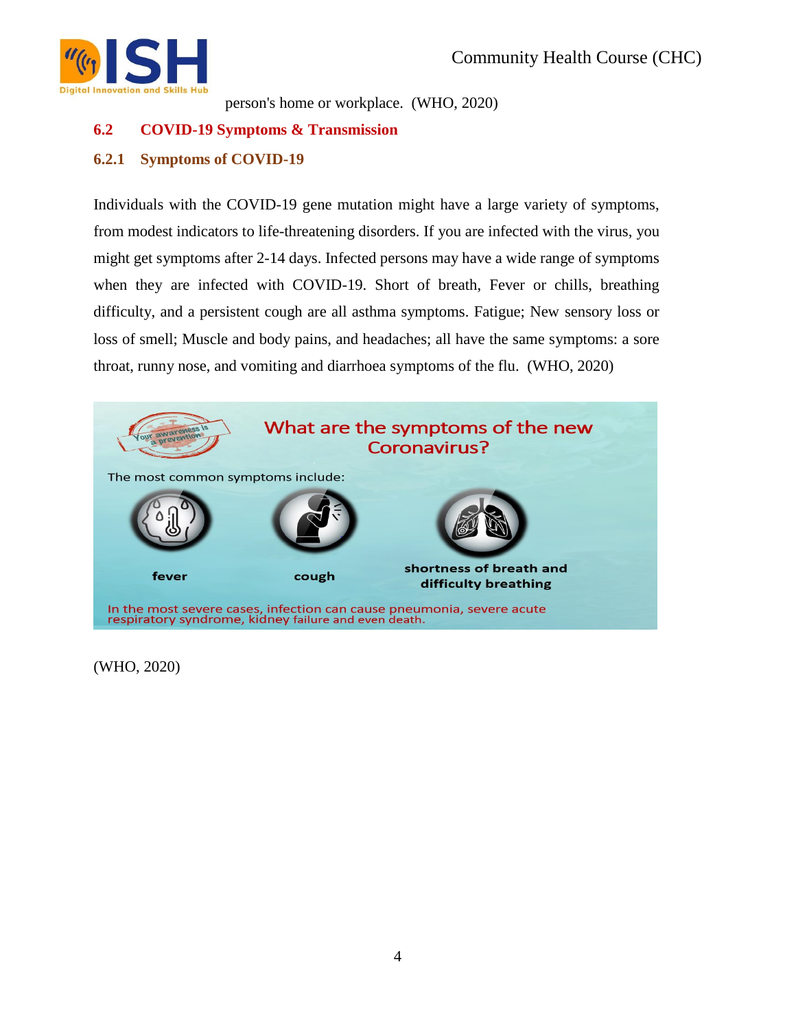person's home or workplace. (WHO, 2020)

## 6.2 COVID-19 Symptoms & Transmission

### 6.2.1 Symptoms of COVID-19

Individuals with the COVID-19 gene mutation might have a large variety of symptoms, from modest indicators to life-threatening disorders. If you are infected with the virus, you might get symptoms after 2-14 days. Infected persons may have a wide range of symptoms when they are infected with COVID-19. Short of breath, Fever or chills, breathing difficulty, and a persistent cough are all asthma symptoms. Fatigue; New sensory loss or loss of smell; Muscle and body pains, and headaches; all have the same symptoms: a sore throat, runny nose, and vomiting and diarrhoea symptoms of the flu. (WHO, 2020)

Your awareness is a prevention

What are the symptoms of the new Coronavirus?

The most common symptoms include:

- fever
- cough
- shortness of breath and difficulty breathing

In the most severe cases, infection can cause pneumonia, severe acute respiratory syndrome, kidney failure and even death.

(WHO, 2020)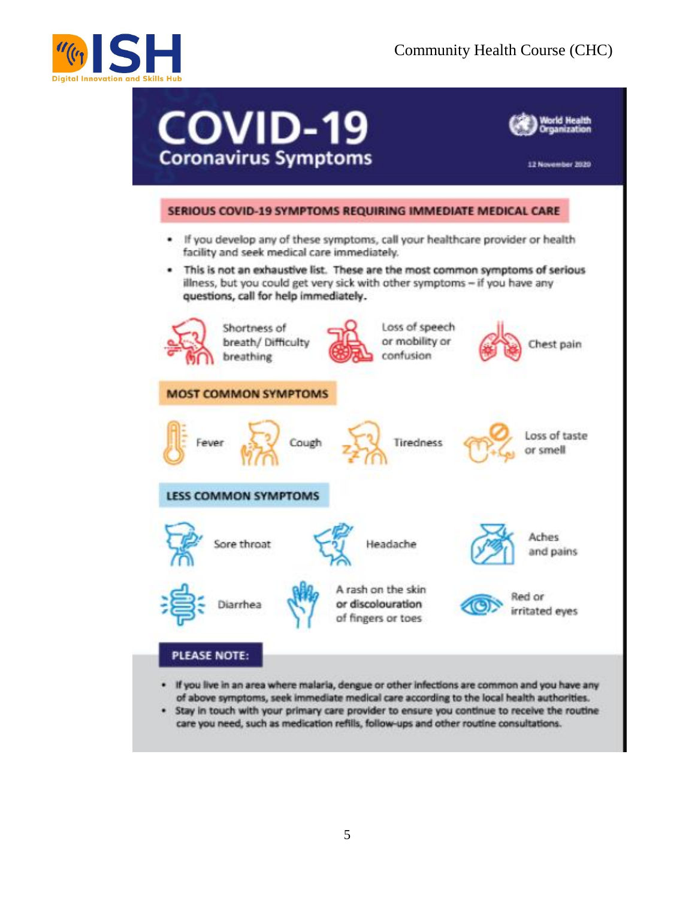# COVID-19

## Coronavirus Symptoms

World Health Organization

12 November 2020

### SERIOUS COVID-19 SYMPTOMS REQUIRING IMMEDIATE MEDICAL CARE

- If you develop any of these symptoms, call your healthcare provider or health facility and seek medical care immediately.
- **This is not an exhaustive list. These are the most common symptoms of serious** illness, but you could get very sick with other symptoms – if you have any **questions, call for help immediately.**

Shortness of breath/ Difficulty breathing

Loss of speech or mobility or confusion

Chest pain

### MOST COMMON SYMPTOMS

Fever

Cough

Tiredness

Loss of taste or smell

### LESS COMMON SYMPTOMS

Sore throat

Headache

Aches and pains

Diarrhea

A rash on the skin or discolouration of fingers or toes

Red or irritated eyes

### PLEASE NOTE:

- If you live in an area where malaria, dengue or other infections are common and you have any of above symptoms, seek immediate medical care according to the local health authorities.
- Stay in touch with your primary care provider to ensure you continue to receive the routine care you need, such as medication refills, follow-ups and other routine consultations.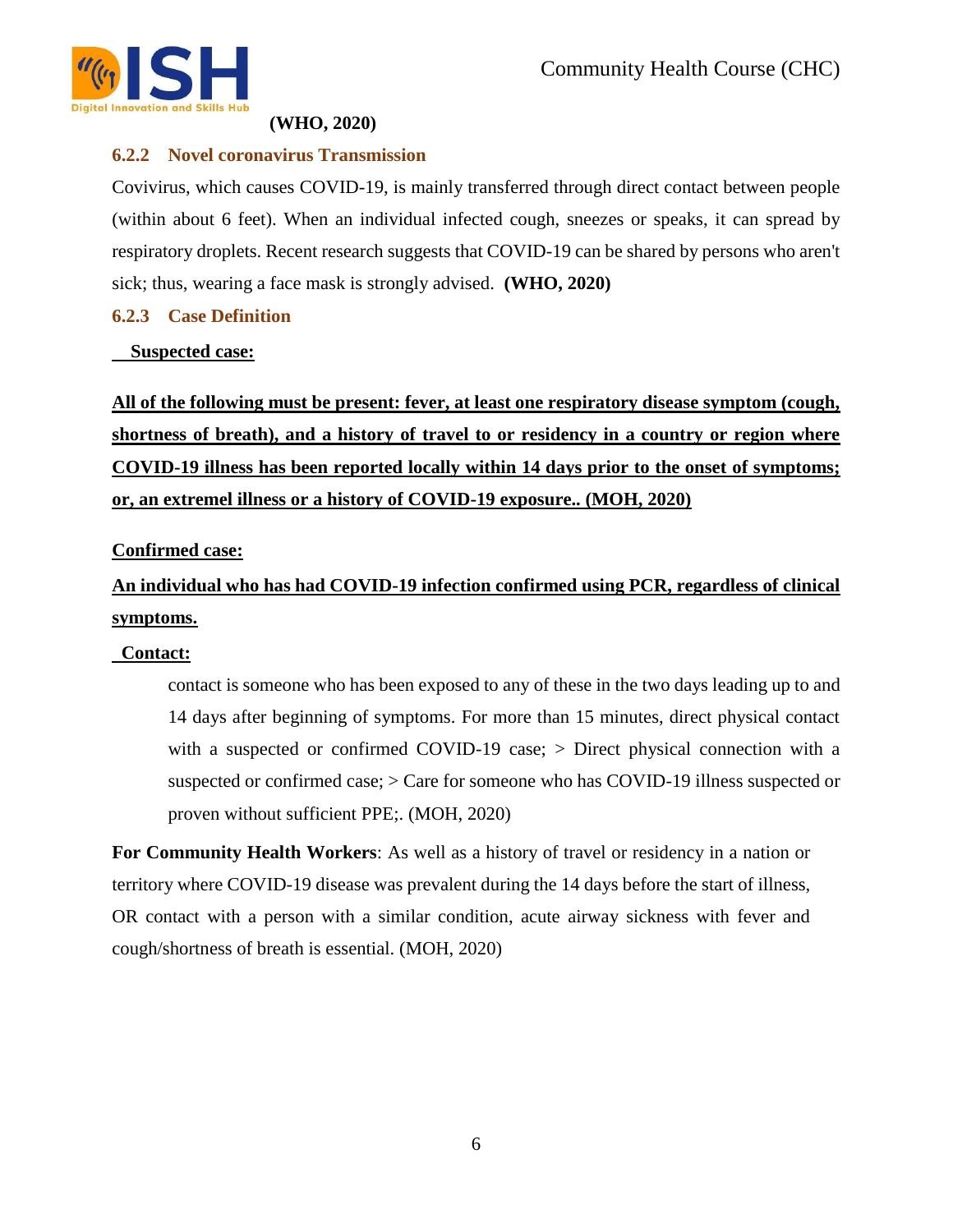**(WHO, 2020)**

### 6.2.2 Novel coronavirus Transmission

Covivirus, which causes COVID-19, is mainly transferred through direct contact between people (within about 6 feet). When an individual infected cough, sneezes or speaks, it can spread by respiratory droplets. Recent research suggests that COVID-19 can be shared by persons who aren't sick; thus, wearing a face mask is strongly advised. **(WHO, 2020)**

### 6.2.3 Case Definition

**Suspected case:**

**All of the following must be present: fever, at least one respiratory disease symptom (cough, shortness of breath), and a history of travel to or residency in a country or region where COVID-19 illness has been reported locally within 14 days prior to the onset of symptoms; or, an extremel illness or a history of COVID-19 exposure.. (MOH, 2020)**

**Confirmed case:**

**An individual who has had COVID-19 infection confirmed using PCR, regardless of clinical symptoms.**

**Contact:**

contact is someone who has been exposed to any of these in the two days leading up to and 14 days after beginning of symptoms. For more than 15 minutes, direct physical contact with a suspected or confirmed COVID-19 case; > Direct physical connection with a suspected or confirmed case; > Care for someone who has COVID-19 illness suspected or proven without sufficient PPE;. (MOH, 2020)

**For Community Health Workers**: As well as a history of travel or residency in a nation or territory where COVID-19 disease was prevalent during the 14 days before the start of illness, OR contact with a person with a similar condition, acute airway sickness with fever and cough/shortness of breath is essential. (MOH, 2020)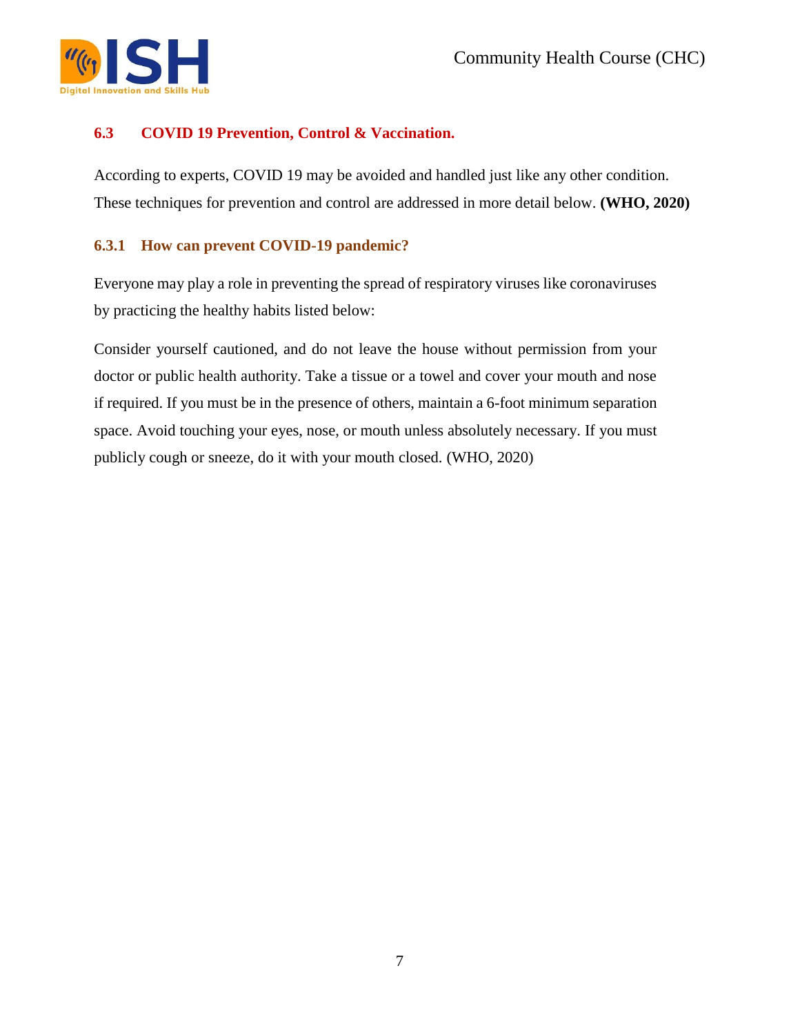## 6.3 COVID 19 Prevention, Control & Vaccination.

According to experts, COVID 19 may be avoided and handled just like any other condition. These techniques for prevention and control are addressed in more detail below. **(WHO, 2020)**

### 6.3.1 How can prevent COVID-19 pandemic?

Everyone may play a role in preventing the spread of respiratory viruses like coronaviruses by practicing the healthy habits listed below:

Consider yourself cautioned, and do not leave the house without permission from your doctor or public health authority. Take a tissue or a towel and cover your mouth and nose if required. If you must be in the presence of others, maintain a 6-foot minimum separation space. Avoid touching your eyes, nose, or mouth unless absolutely necessary. If you must publicly cough or sneeze, do it with your mouth closed. (WHO, 2020)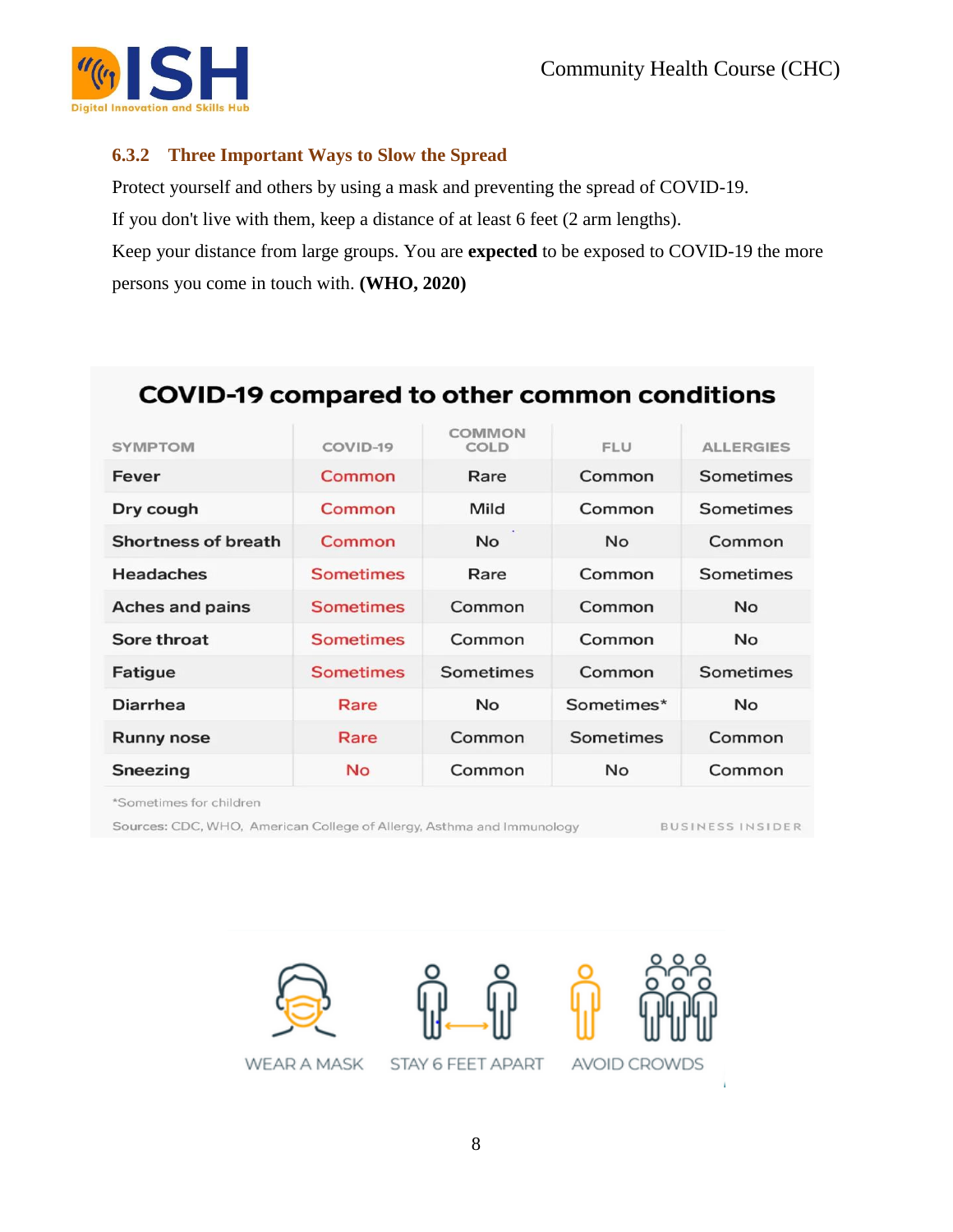### 6.3.2 Three Important Ways to Slow the Spread

Protect yourself and others by using a mask and preventing the spread of COVID-19.

If you don't live with them, keep a distance of at least 6 feet (2 arm lengths).

Keep your distance from large groups. You are **expected** to be exposed to COVID-19 the more persons you come in touch with. **(WHO, 2020)**

**COVID-19 compared to other common conditions**

| SYMPTOM | COVID-19 | COMMON COLD | FLU | ALLERGIES |
|---|---|---|---|---|
| Fever | Common | Rare | Common | Sometimes |
| Dry cough | Common | Mild | Common | Sometimes |
| Shortness of breath | Common | No | No | Common |
| Headaches | Sometimes | Rare | Common | Sometimes |
| Aches and pains | Sometimes | Common | Common | No |
| Sore throat | Sometimes | Common | Common | No |
| Fatigue | Sometimes | Sometimes | Common | Sometimes |
| Diarrhea | Rare | No | Sometimes* | No |
| Runny nose | Rare | Common | Sometimes | Common |
| Sneezing | No | Common | No | Common |

*Sometimes for children

Sources: CDC, WHO, American College of Allergy, Asthma and Immunology — BUSINESS INSIDER

WEAR A MASK STAY 6 FEET APART AVOID CROWDS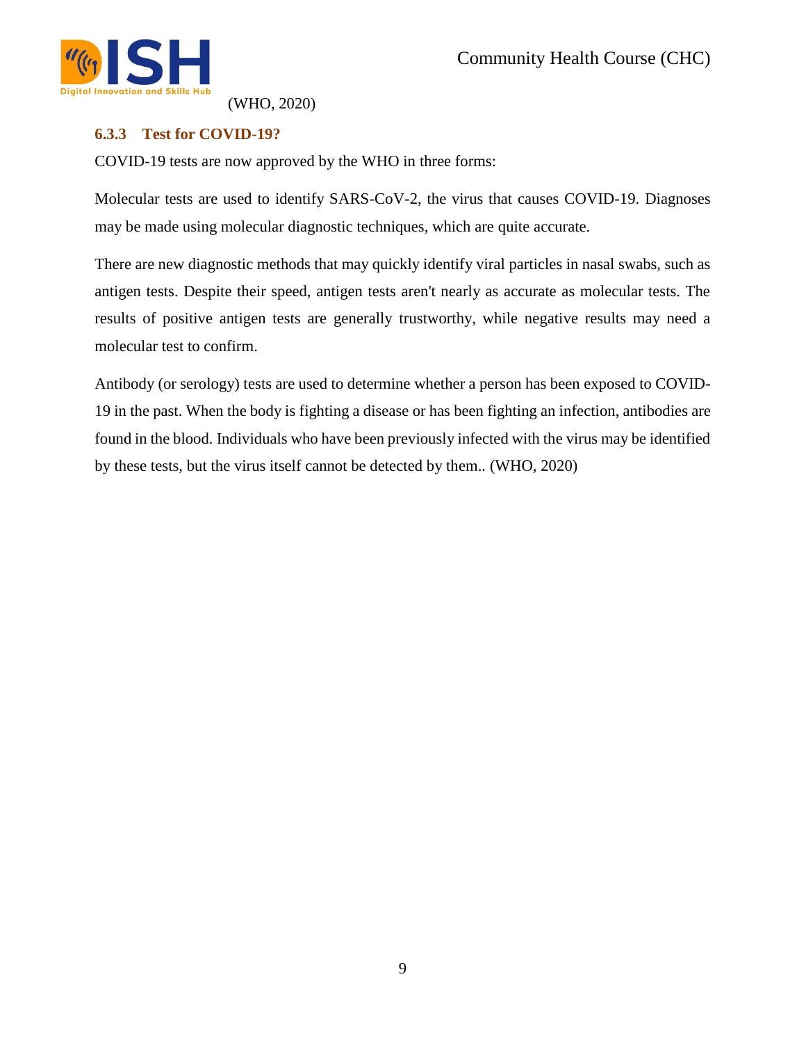(WHO, 2020)

### 6.3.3 Test for COVID-19?

COVID-19 tests are now approved by the WHO in three forms:

Molecular tests are used to identify SARS-CoV-2, the virus that causes COVID-19. Diagnoses may be made using molecular diagnostic techniques, which are quite accurate.

There are new diagnostic methods that may quickly identify viral particles in nasal swabs, such as antigen tests. Despite their speed, antigen tests aren't nearly as accurate as molecular tests. The results of positive antigen tests are generally trustworthy, while negative results may need a molecular test to confirm.

Antibody (or serology) tests are used to determine whether a person has been exposed to COVID-19 in the past. When the body is fighting a disease or has been fighting an infection, antibodies are found in the blood. Individuals who have been previously infected with the virus may be identified by these tests, but the virus itself cannot be detected by them.. (WHO, 2020)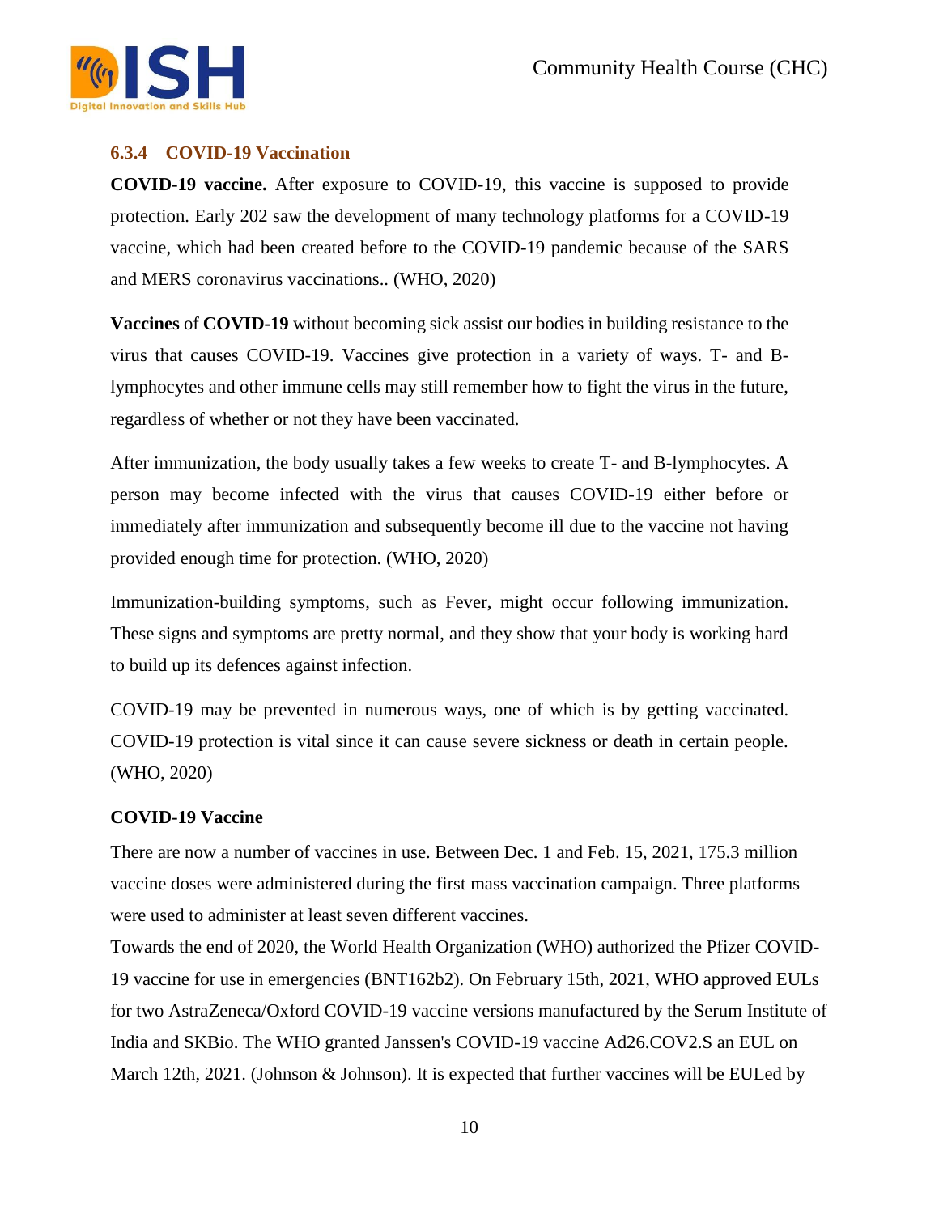### 6.3.4 COVID-19 Vaccination

**COVID-19 vaccine.** After exposure to COVID-19, this vaccine is supposed to provide protection. Early 202 saw the development of many technology platforms for a COVID-19 vaccine, which had been created before to the COVID-19 pandemic because of the SARS and MERS coronavirus vaccinations.. (WHO, 2020)

**Vaccines** of **COVID-19** without becoming sick assist our bodies in building resistance to the virus that causes COVID-19. Vaccines give protection in a variety of ways. T- and B-lymphocytes and other immune cells may still remember how to fight the virus in the future, regardless of whether or not they have been vaccinated.

After immunization, the body usually takes a few weeks to create T- and B-lymphocytes. A person may become infected with the virus that causes COVID-19 either before or immediately after immunization and subsequently become ill due to the vaccine not having provided enough time for protection. (WHO, 2020)

Immunization-building symptoms, such as Fever, might occur following immunization. These signs and symptoms are pretty normal, and they show that your body is working hard to build up its defences against infection.

COVID-19 may be prevented in numerous ways, one of which is by getting vaccinated. COVID-19 protection is vital since it can cause severe sickness or death in certain people. (WHO, 2020)

**COVID-19 Vaccine**

There are now a number of vaccines in use. Between Dec. 1 and Feb. 15, 2021, 175.3 million vaccine doses were administered during the first mass vaccination campaign. Three platforms were used to administer at least seven different vaccines.

Towards the end of 2020, the World Health Organization (WHO) authorized the Pfizer COVID-19 vaccine for use in emergencies (BNT162b2). On February 15th, 2021, WHO approved EULs for two AstraZeneca/Oxford COVID-19 vaccine versions manufactured by the Serum Institute of India and SKBio. The WHO granted Janssen's COVID-19 vaccine Ad26.COV2.S an EUL on March 12th, 2021. (Johnson & Johnson). It is expected that further vaccines will be EULed by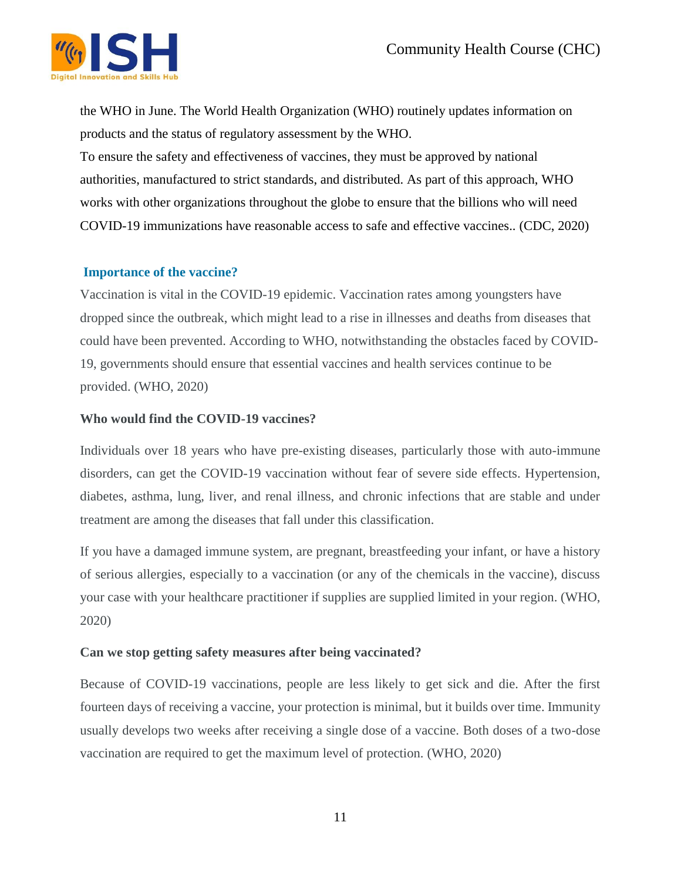the WHO in June. The World Health Organization (WHO) routinely updates information on products and the status of regulatory assessment by the WHO.
To ensure the safety and effectiveness of vaccines, they must be approved by national authorities, manufactured to strict standards, and distributed. As part of this approach, WHO works with other organizations throughout the globe to ensure that the billions who will need COVID-19 immunizations have reasonable access to safe and effective vaccines.. (CDC, 2020)

### Importance of the vaccine?

Vaccination is vital in the COVID-19 epidemic. Vaccination rates among youngsters have dropped since the outbreak, which might lead to a rise in illnesses and deaths from diseases that could have been prevented. According to WHO, notwithstanding the obstacles faced by COVID-19, governments should ensure that essential vaccines and health services continue to be provided. (WHO, 2020)

**Who would find the COVID-19 vaccines?**

Individuals over 18 years who have pre-existing diseases, particularly those with auto-immune disorders, can get the COVID-19 vaccination without fear of severe side effects. Hypertension, diabetes, asthma, lung, liver, and renal illness, and chronic infections that are stable and under treatment are among the diseases that fall under this classification.

If you have a damaged immune system, are pregnant, breastfeeding your infant, or have a history of serious allergies, especially to a vaccination (or any of the chemicals in the vaccine), discuss your case with your healthcare practitioner if supplies are supplied limited in your region. (WHO, 2020)

**Can we stop getting safety measures after being vaccinated?**

Because of COVID-19 vaccinations, people are less likely to get sick and die. After the first fourteen days of receiving a vaccine, your protection is minimal, but it builds over time. Immunity usually develops two weeks after receiving a single dose of a vaccine. Both doses of a two-dose vaccination are required to get the maximum level of protection. (WHO, 2020)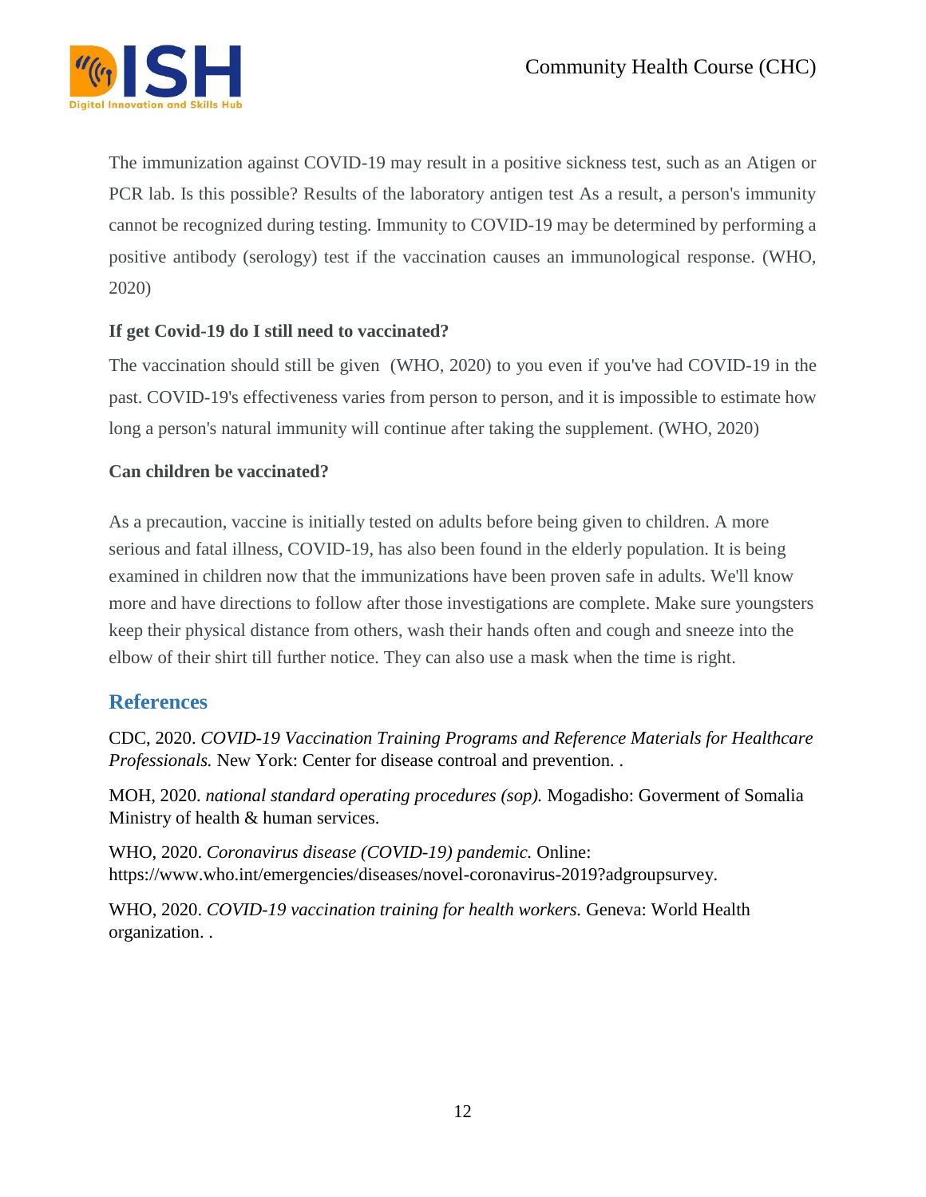The immunization against COVID-19 may result in a positive sickness test, such as an Atigen or PCR lab. Is this possible? Results of the laboratory antigen test As a result, a person's immunity cannot be recognized during testing. Immunity to COVID-19 may be determined by performing a positive antibody (serology) test if the vaccination causes an immunological response. (WHO, 2020)

**If get Covid-19 do I still need to vaccinated?**

The vaccination should still be given (WHO, 2020) to you even if you've had COVID-19 in the past. COVID-19's effectiveness varies from person to person, and it is impossible to estimate how long a person's natural immunity will continue after taking the supplement. (WHO, 2020)

**Can children be vaccinated?**

As a precaution, vaccine is initially tested on adults before being given to children. A more serious and fatal illness, COVID-19, has also been found in the elderly population. It is being examined in children now that the immunizations have been proven safe in adults. We'll know more and have directions to follow after those investigations are complete. Make sure youngsters keep their physical distance from others, wash their hands often and cough and sneeze into the elbow of their shirt till further notice. They can also use a mask when the time is right.

## References

CDC, 2020. *COVID-19 Vaccination Training Programs and Reference Materials for Healthcare Professionals.* New York: Center for disease controal and prevention. .

MOH, 2020. *national standard operating procedures (sop).* Mogadisho: Goverment of Somalia Ministry of health & human services.

WHO, 2020. *Coronavirus disease (COVID-19) pandemic.* Online: https://www.who.int/emergencies/diseases/novel-coronavirus-2019?adgroupsurvey.

WHO, 2020. *COVID-19 vaccination training for health workers.* Geneva: World Health organization. .